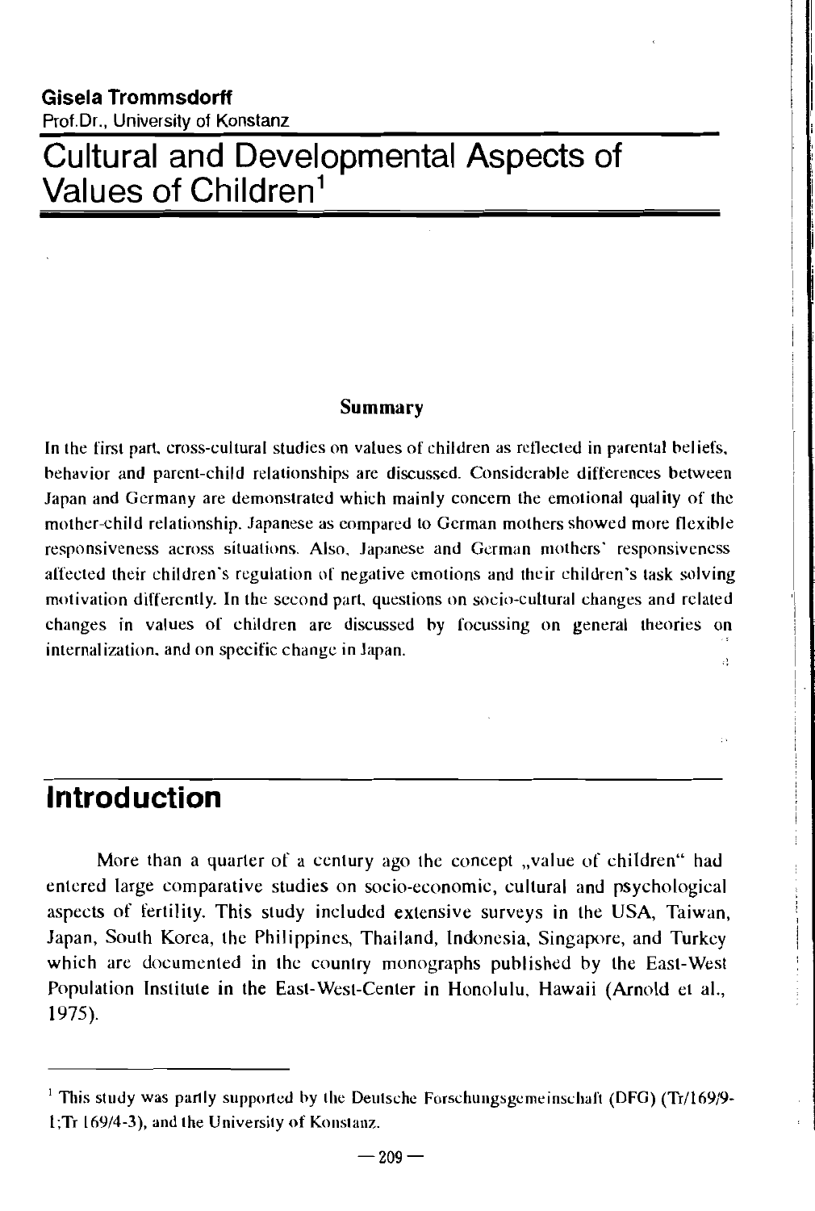**Gisela Trommsdorff**
Prof.Dr., University of Konstanz

# Cultural and Developmental Aspects of Values of Children[1]

### Summary

In the first part, cross-cultural studies on values of children as reflected in parental beliefs, behavior and parent-child relationships are discussed. Considerable differences between Japan and Germany are demonstrated which mainly concern the emotional quality of the mother-child relationship. Japanese as compared to German mothers showed more flexible responsiveness across situations. Also, Japanese and German mothers' responsiveness affected their children's regulation of negative emotions and their children's task solving motivation differently. In the second part, questions on socio-cultural changes and related changes in values of children are discussed by focussing on general theories on internalization, and on specific change in Japan.

## Introduction

More than a quarter of a century ago the concept „value of children" had entered large comparative studies on socio-economic, cultural and psychological aspects of fertility. This study included extensive surveys in the USA, Taiwan, Japan, South Korea, the Philippines, Thailand, Indonesia, Singapore, and Turkey which are documented in the country monographs published by the East-West Population Institute in the East-West-Center in Honolulu, Hawaii (Arnold et al., 1975).

---

[1] This study was partly supported by the Deutsche Forschungsgemeinschaft (DFG) (Tr/169/9-1;Tr 169/4-3), and the University of Konstanz.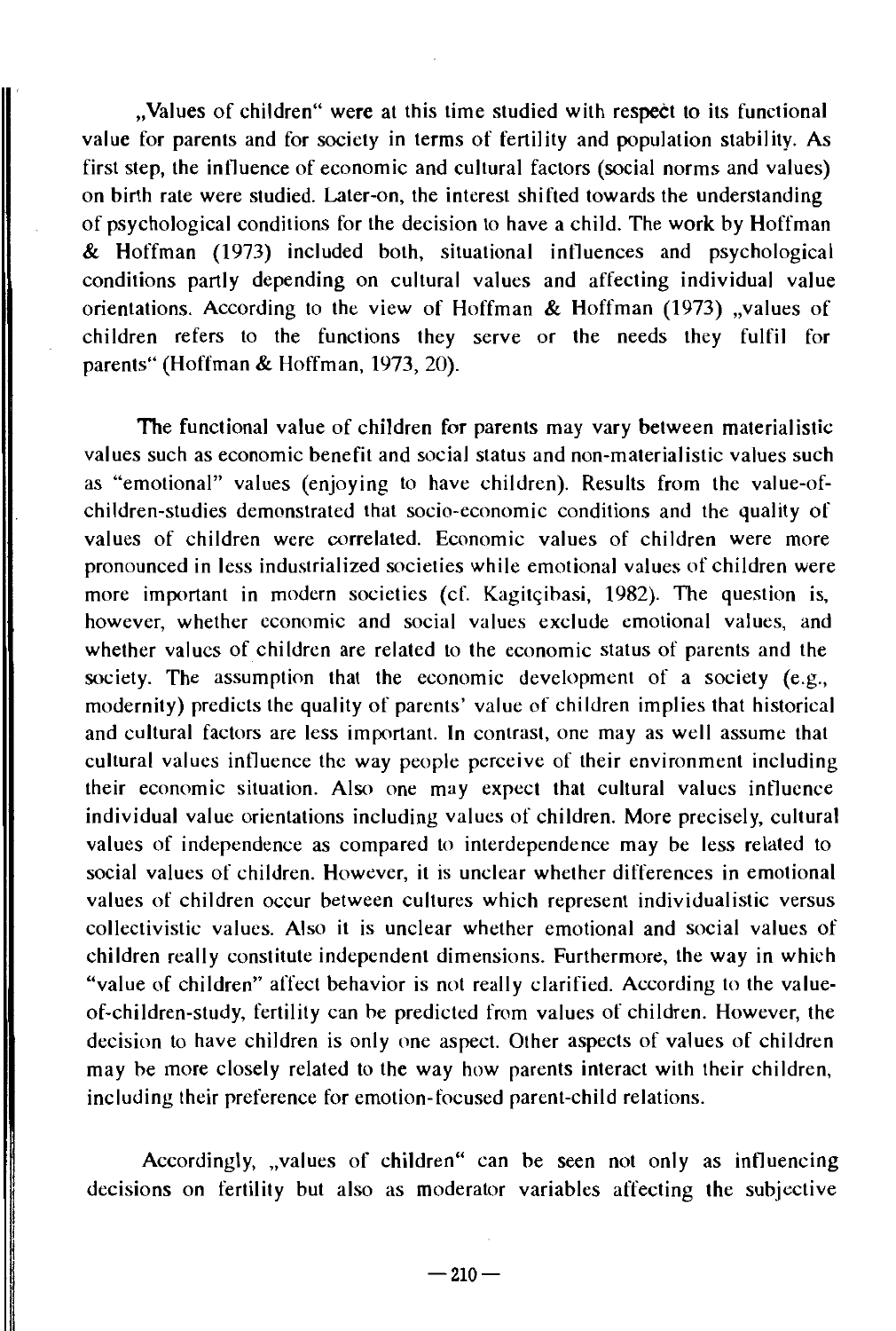„Values of children“ were at this time studied with respect to its functional value for parents and for society in terms of fertility and population stability. As first step, the influence of economic and cultural factors (social norms and values) on birth rate were studied. Later-on, the interest shifted towards the understanding of psychological conditions for the decision to have a child. The work by Hoffman & Hoffman (1973) included both, situational influences and psychological conditions partly depending on cultural values and affecting individual value orientations. According to the view of Hoffman & Hoffman (1973) „values of children refers to the functions they serve or the needs they fulfil for parents“ (Hoffman & Hoffman, 1973, 20).

The functional value of children for parents may vary between materialistic values such as economic benefit and social status and non-materialistic values such as "emotional" values (enjoying to have children). Results from the value-of-children-studies demonstrated that socio-economic conditions and the quality of values of children were correlated. Economic values of children were more pronounced in less industrialized societies while emotional values of children were more important in modern societies (cf. Kagitçibasi, 1982). The question is, however, whether economic and social values exclude emotional values, and whether values of children are related to the economic status of parents and the society. The assumption that the economic development of a society (e.g., modernity) predicts the quality of parents' value of children implies that historical and cultural factors are less important. In contrast, one may as well assume that cultural values influence the way people perceive of their environment including their economic situation. Also one may expect that cultural values influence individual value orientations including values of children. More precisely, cultural values of independence as compared to interdependence may be less related to social values of children. However, it is unclear whether differences in emotional values of children occur between cultures which represent individualistic versus collectivistic values. Also it is unclear whether emotional and social values of children really constitute independent dimensions. Furthermore, the way in which "value of children" affect behavior is not really clarified. According to the value-of-children-study, fertility can be predicted from values of children. However, the decision to have children is only one aspect. Other aspects of values of children may be more closely related to the way how parents interact with their children, including their preference for emotion-focused parent-child relations.

Accordingly, „values of children“ can be seen not only as influencing decisions on fertility but also as moderator variables affecting the subjective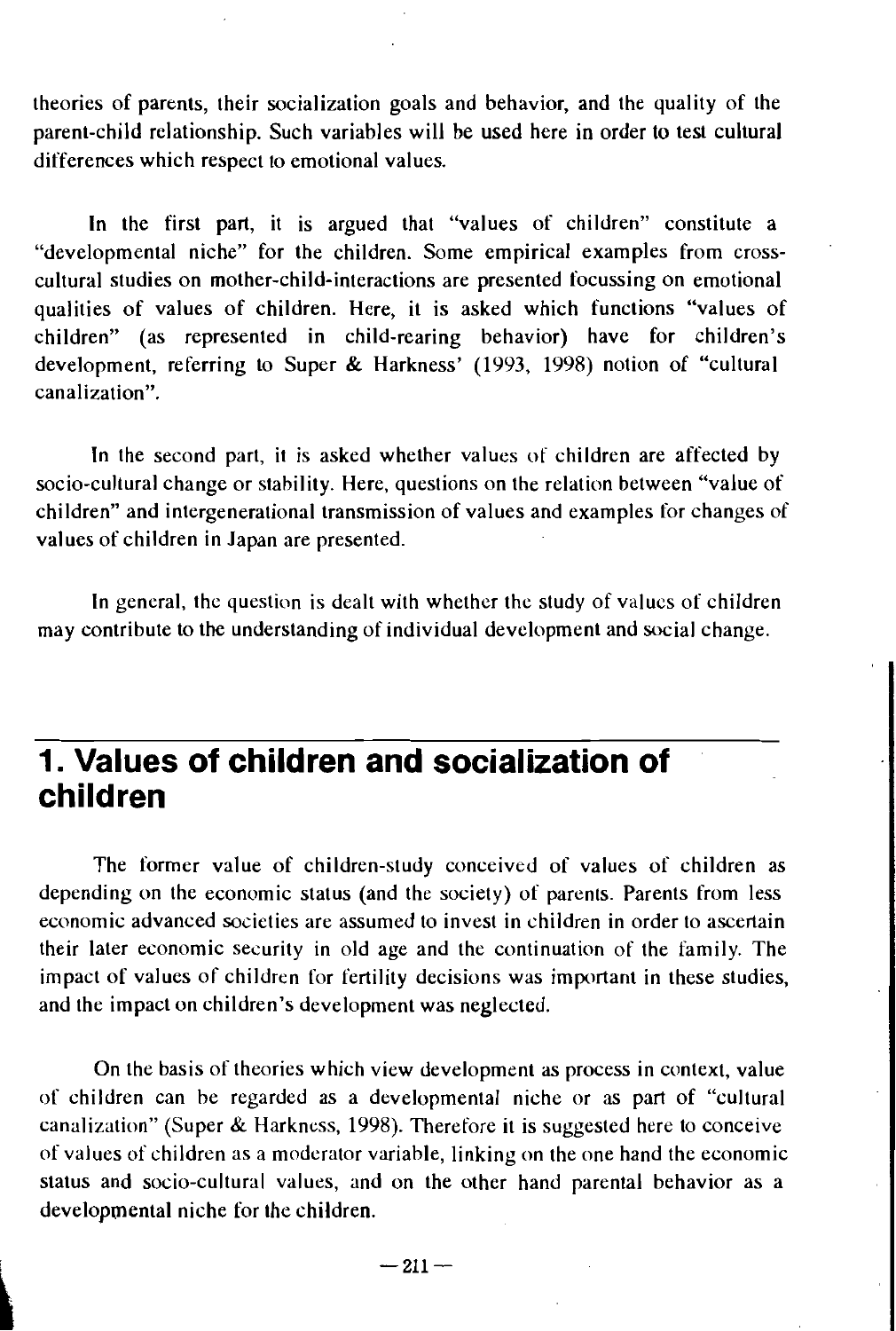theories of parents, their socialization goals and behavior, and the quality of the parent-child relationship. Such variables will be used here in order to test cultural differences which respect to emotional values.

In the first part, it is argued that "values of children" constitute a "developmental niche" for the children. Some empirical examples from cross-cultural studies on mother-child-interactions are presented focussing on emotional qualities of values of children. Here, it is asked which functions "values of children" (as represented in child-rearing behavior) have for children's development, referring to Super & Harkness' (1993, 1998) notion of "cultural canalization".

In the second part, it is asked whether values of children are affected by socio-cultural change or stability. Here, questions on the relation between "value of children" and intergenerational transmission of values and examples for changes of values of children in Japan are presented.

In general, the question is dealt with whether the study of values of children may contribute to the understanding of individual development and social change.

## 1. Values of children and socialization of children

The former value of children-study conceived of values of children as depending on the economic status (and the society) of parents. Parents from less economic advanced societies are assumed to invest in children in order to ascertain their later economic security in old age and the continuation of the family. The impact of values of children for fertility decisions was important in these studies, and the impact on children's development was neglected.

On the basis of theories which view development as process in context, value of children can be regarded as a developmental niche or as part of "cultural canalization" (Super & Harkness, 1998). Therefore it is suggested here to conceive of values of children as a moderator variable, linking on the one hand the economic status and socio-cultural values, and on the other hand parental behavior as a developmental niche for the children.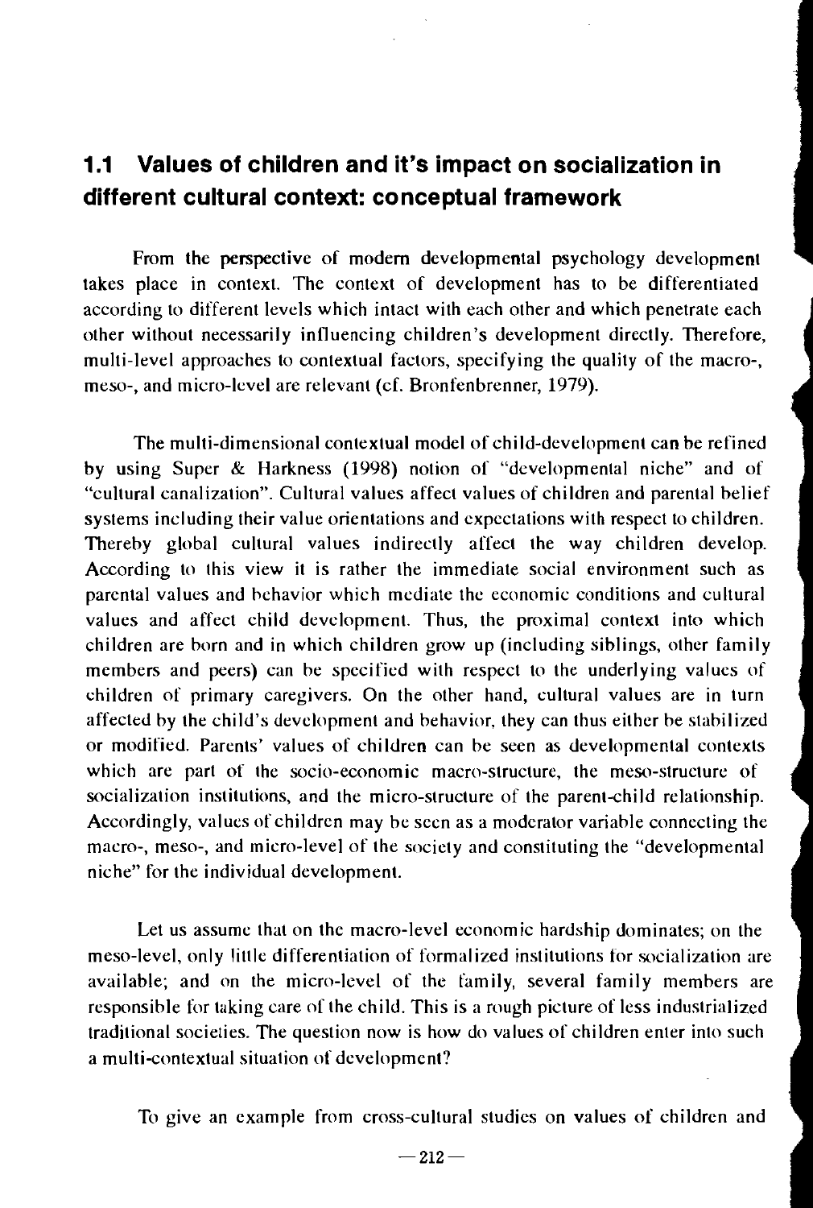## 1.1 Values of children and it's impact on socialization in different cultural context: conceptual framework

From the perspective of modern developmental psychology development takes place in context. The context of development has to be differentiated according to different levels which intact with each other and which penetrate each other without necessarily influencing children's development directly. Therefore, multi-level approaches to contextual factors, specifying the quality of the macro-, meso-, and micro-level are relevant (cf. Bronfenbrenner, 1979).

The multi-dimensional contextual model of child-development can be refined by using Super & Harkness (1998) notion of "developmental niche" and of "cultural canalization". Cultural values affect values of children and parental belief systems including their value orientations and expectations with respect to children. Thereby global cultural values indirectly affect the way children develop. According to this view it is rather the immediate social environment such as parental values and behavior which mediate the economic conditions and cultural values and affect child development. Thus, the proximal context into which children are born and in which children grow up (including siblings, other family members and peers) can be specified with respect to the underlying values of children of primary caregivers. On the other hand, cultural values are in turn affected by the child's development and behavior, they can thus either be stabilized or modified. Parents' values of children can be seen as developmental contexts which are part of the socio-economic macro-structure, the meso-structure of socialization institutions, and the micro-structure of the parent-child relationship. Accordingly, values of children may be seen as a moderator variable connecting the macro-, meso-, and micro-level of the society and constituting the "developmental niche" for the individual development.

Let us assume that on the macro-level economic hardship dominates; on the meso-level, only little differentiation of formalized institutions for socialization are available; and on the micro-level of the family, several family members are responsible for taking care of the child. This is a rough picture of less industrialized traditional societies. The question now is how do values of children enter into such a multi-contextual situation of development?

To give an example from cross-cultural studies on values of children and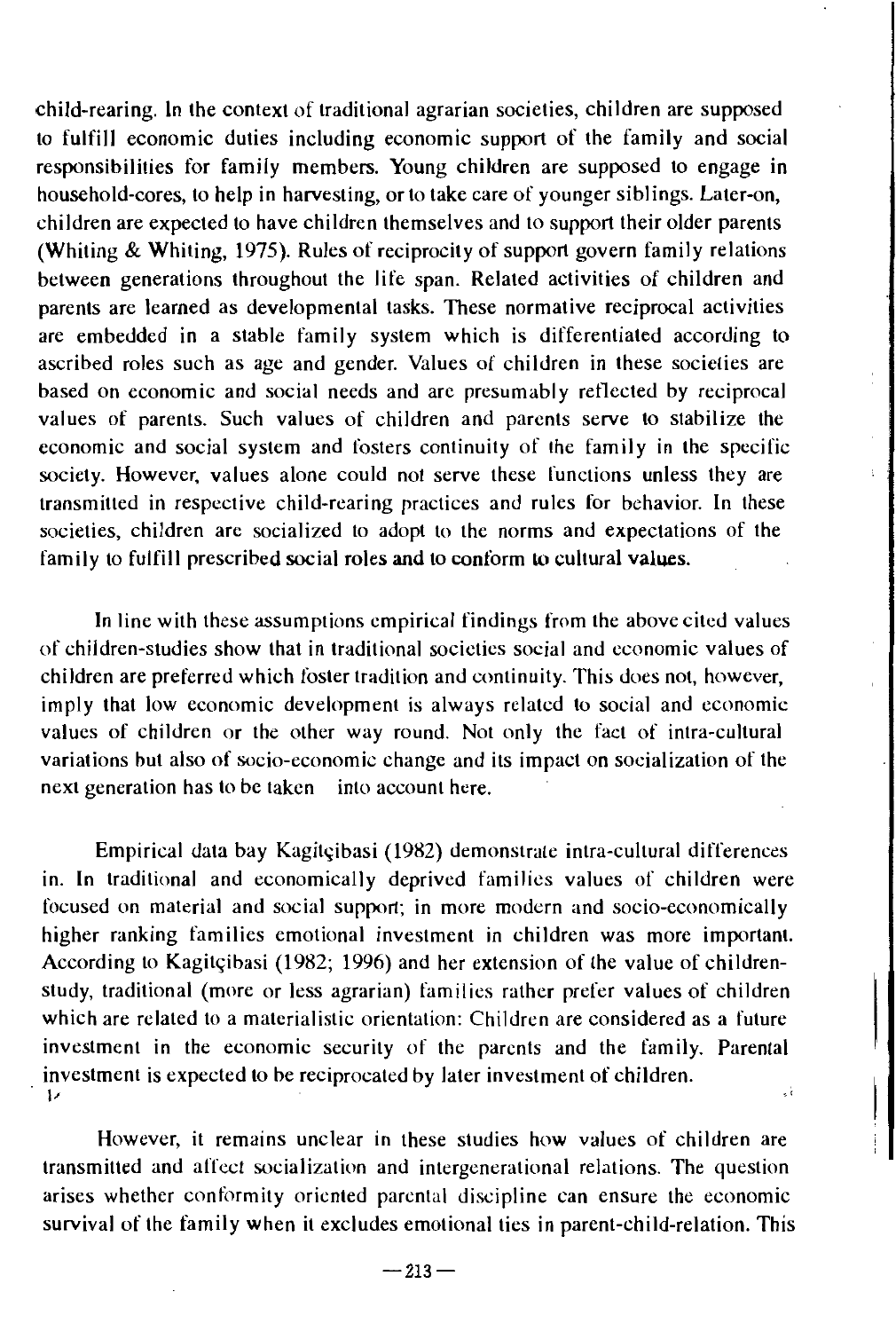child-rearing. In the context of traditional agrarian societies, children are supposed to fulfill economic duties including economic support of the family and social responsibilities for family members. Young children are supposed to engage in household-cores, to help in harvesting, or to take care of younger siblings. Later-on, children are expected to have children themselves and to support their older parents (Whiting & Whiting, 1975). Rules of reciprocity of support govern family relations between generations throughout the life span. Related activities of children and parents are learned as developmental tasks. These normative reciprocal activities are embedded in a stable family system which is differentiated according to ascribed roles such as age and gender. Values of children in these societies are based on economic and social needs and are presumably reflected by reciprocal values of parents. Such values of children and parents serve to stabilize the economic and social system and fosters continuity of the family in the specific society. However, values alone could not serve these functions unless they are transmitted in respective child-rearing practices and rules for behavior. In these societies, children are socialized to adopt to the norms and expectations of the family to fulfill prescribed social roles and to conform to cultural values.

In line with these assumptions empirical findings from the above cited values of children-studies show that in traditional societies social and economic values of children are preferred which foster tradition and continuity. This does not, however, imply that low economic development is always related to social and economic values of children or the other way round. Not only the fact of intra-cultural variations but also of socio-economic change and its impact on socialization of the next generation has to be taken into account here.

Empirical data bay Kagitçibasi (1982) demonstrate intra-cultural differences in. In traditional and economically deprived families values of children were focused on material and social support; in more modern and socio-economically higher ranking families emotional investment in children was more important. According to Kagitçibasi (1982; 1996) and her extension of the value of children-study, traditional (more or less agrarian) families rather prefer values of children which are related to a materialistic orientation: Children are considered as a future investment in the economic security of the parents and the family. Parental investment is expected to be reciprocated by later investment of children.

However, it remains unclear in these studies how values of children are transmitted and affect socialization and intergenerational relations. The question arises whether conformity oriented parental discipline can ensure the economic survival of the family when it excludes emotional ties in parent-child-relation. This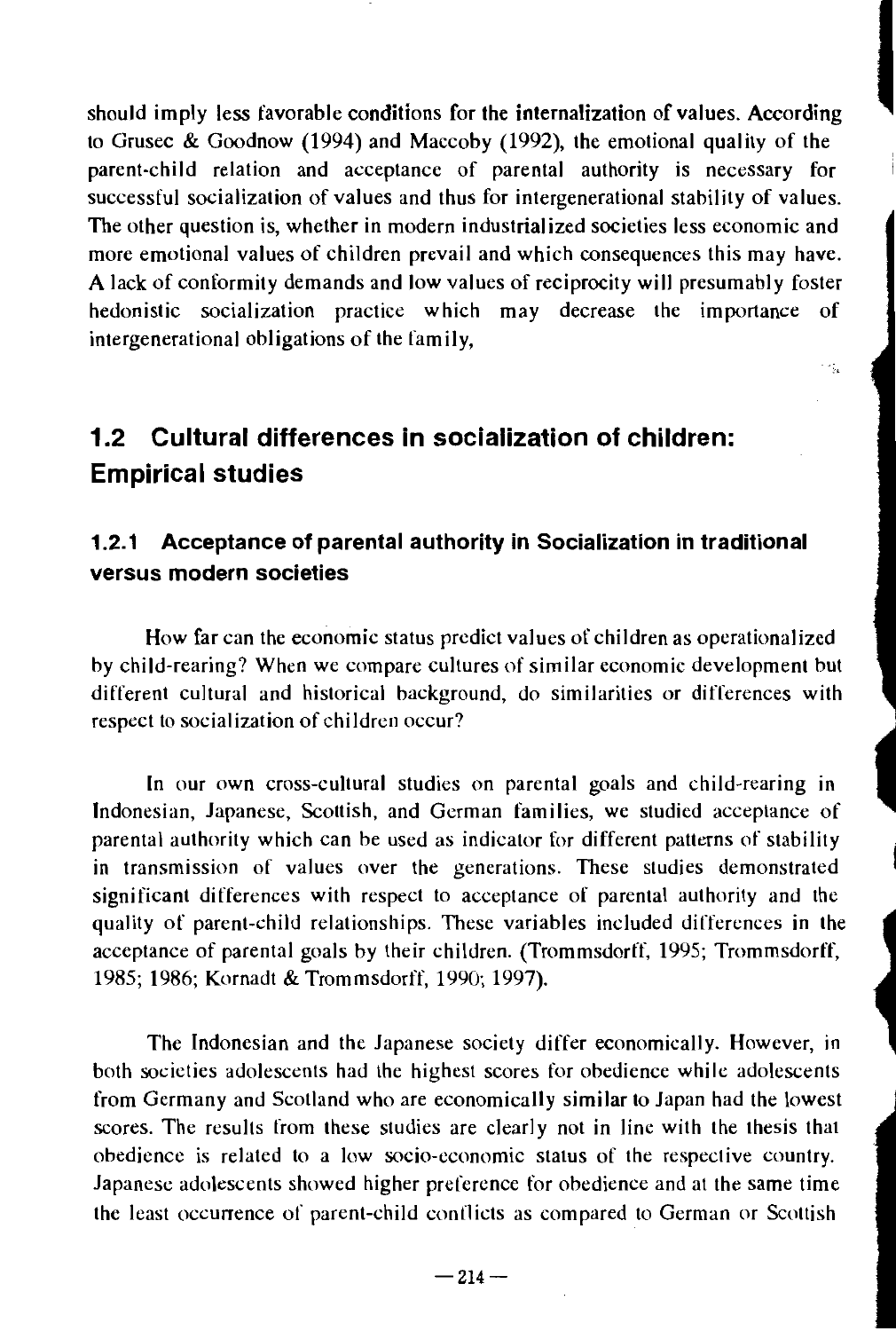should imply less favorable conditions for the internalization of values. According to Grusec & Goodnow (1994) and Maccoby (1992), the emotional quality of the parent-child relation and acceptance of parental authority is necessary for successful socialization of values and thus for intergenerational stability of values. The other question is, whether in modern industrialized societies less economic and more emotional values of children prevail and which consequences this may have. A lack of conformity demands and low values of reciprocity will presumably foster hedonistic socialization practice which may decrease the importance of intergenerational obligations of the family,

## 1.2 Cultural differences in socialization of children: Empirical studies

### 1.2.1 Acceptance of parental authority in Socialization in traditional versus modern societies

How far can the economic status predict values of children as operationalized by child-rearing? When we compare cultures of similar economic development but different cultural and historical background, do similarities or differences with respect to socialization of children occur?

In our own cross-cultural studies on parental goals and child-rearing in Indonesian, Japanese, Scottish, and German families, we studied acceptance of parental authority which can be used as indicator for different patterns of stability in transmission of values over the generations. These studies demonstrated significant differences with respect to acceptance of parental authority and the quality of parent-child relationships. These variables included differences in the acceptance of parental goals by their children. (Trommsdorff, 1995; Trommsdorff, 1985; 1986; Kornadt & Trommsdorff, 1990; 1997).

The Indonesian and the Japanese society differ economically. However, in both societies adolescents had the highest scores for obedience while adolescents from Germany and Scotland who are economically similar to Japan had the lowest scores. The results from these studies are clearly not in line with the thesis that obedience is related to a low socio-economic status of the respective country. Japanese adolescents showed higher preference for obedience and at the same time the least occurrence of parent-child conflicts as compared to German or Scottish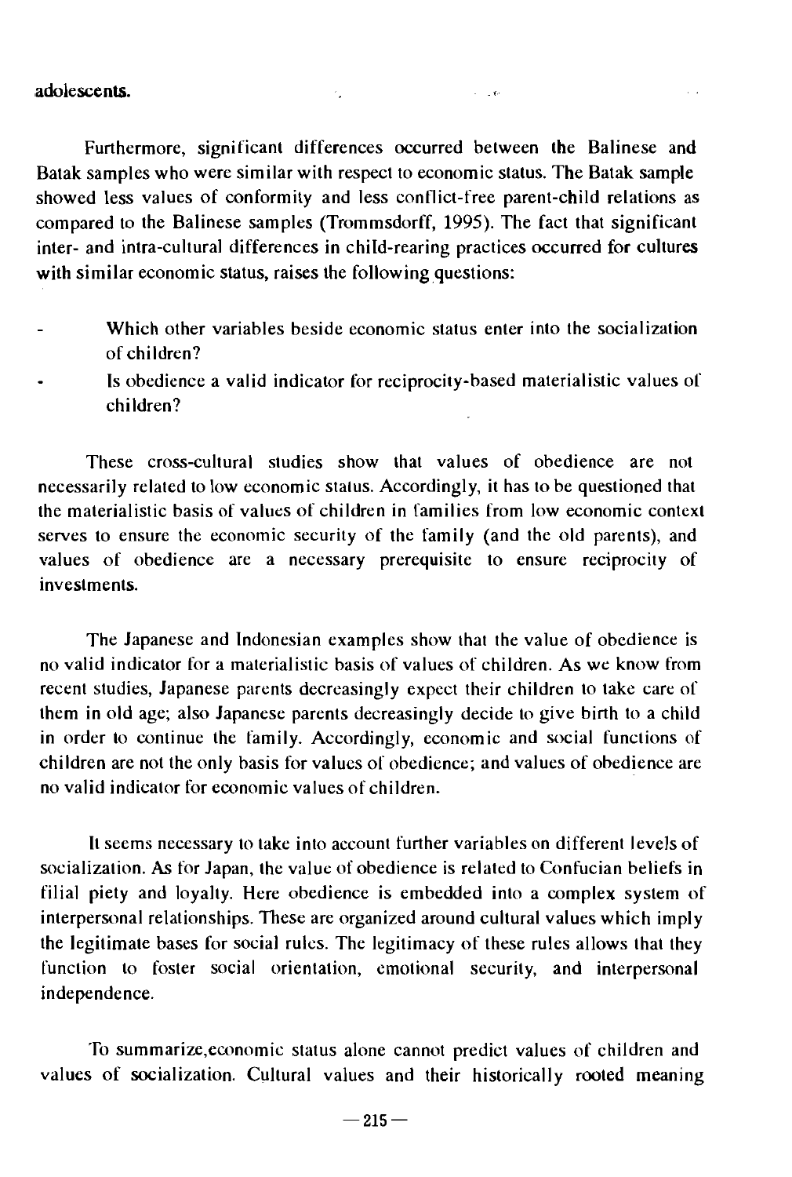adolescents.

Furthermore, significant differences occurred between the Balinese and Batak samples who were similar with respect to economic status. The Batak sample showed less values of conformity and less conflict-free parent-child relations as compared to the Balinese samples (Trommsdorff, 1995). The fact that significant inter- and intra-cultural differences in child-rearing practices occurred for cultures with similar economic status, raises the following questions:

- Which other variables beside economic status enter into the socialization of children?
- Is obedience a valid indicator for reciprocity-based materialistic values of children?

These cross-cultural studies show that values of obedience are not necessarily related to low economic status. Accordingly, it has to be questioned that the materialistic basis of values of children in families from low economic context serves to ensure the economic security of the family (and the old parents), and values of obedience are a necessary prerequisite to ensure reciprocity of investments.

The Japanese and Indonesian examples show that the value of obedience is no valid indicator for a materialistic basis of values of children. As we know from recent studies, Japanese parents decreasingly expect their children to take care of them in old age; also Japanese parents decreasingly decide to give birth to a child in order to continue the family. Accordingly, economic and social functions of children are not the only basis for values of obedience; and values of obedience are no valid indicator for economic values of children.

It seems necessary to take into account further variables on different levels of socialization. As for Japan, the value of obedience is related to Confucian beliefs in filial piety and loyalty. Here obedience is embedded into a complex system of interpersonal relationships. These are organized around cultural values which imply the legitimate bases for social rules. The legitimacy of these rules allows that they function to foster social orientation, emotional security, and interpersonal independence.

To summarize,economic status alone cannot predict values of children and values of socialization. Cultural values and their historically rooted meaning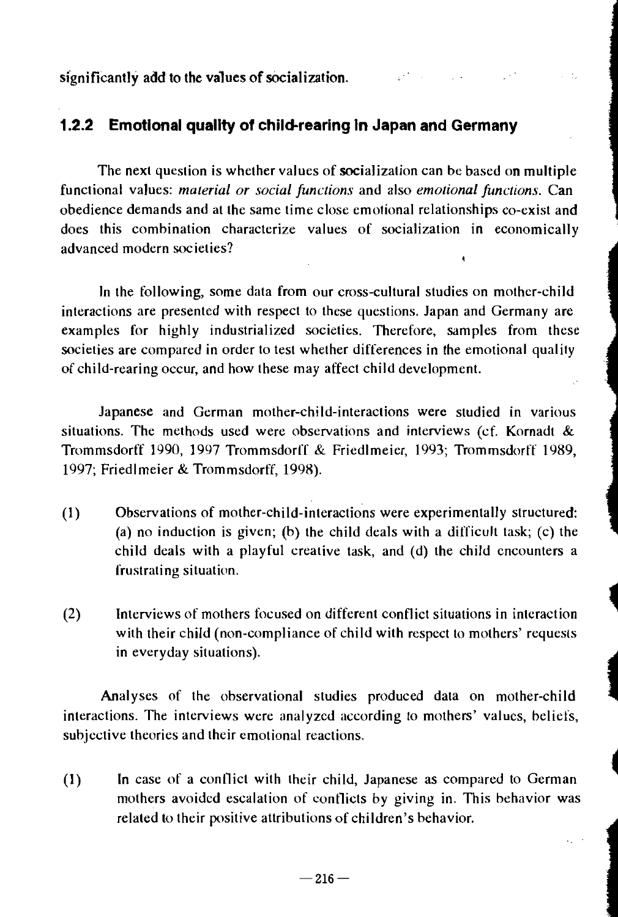significantly add to the values of socialization.

### 1.2.2 Emotional quality of child-rearing in Japan and Germany

The next question is whether values of socialization can be based on multiple functional values: *material or social functions* and also *emotional functions*. Can obedience demands and at the same time close emotional relationships co-exist and does this combination characterize values of socialization in economically advanced modern societies?

In the following, some data from our cross-cultural studies on mother-child interactions are presented with respect to these questions. Japan and Germany are examples for highly industrialized societies. Therefore, samples from these societies are compared in order to test whether differences in the emotional quality of child-rearing occur, and how these may affect child development.

Japanese and German mother-child-interactions were studied in various situations. The methods used were observations and interviews (cf. Kornadt & Trommsdorff 1990, 1997 Trommsdorff & Friedlmeier, 1993; Trommsdorff 1989, 1997; Friedlmeier & Trommsdorff, 1998).

(1) Observations of mother-child-interactions were experimentally structured: (a) no induction is given; (b) the child deals with a difficult task; (c) the child deals with a playful creative task, and (d) the child encounters a frustrating situation.

(2) Interviews of mothers focused on different conflict situations in interaction with their child (non-compliance of child with respect to mothers' requests in everyday situations).

Analyses of the observational studies produced data on mother-child interactions. The interviews were analyzed according to mothers' values, beliefs, subjective theories and their emotional reactions.

(1) In case of a conflict with their child, Japanese as compared to German mothers avoided escalation of conflicts by giving in. This behavior was related to their positive attributions of children's behavior.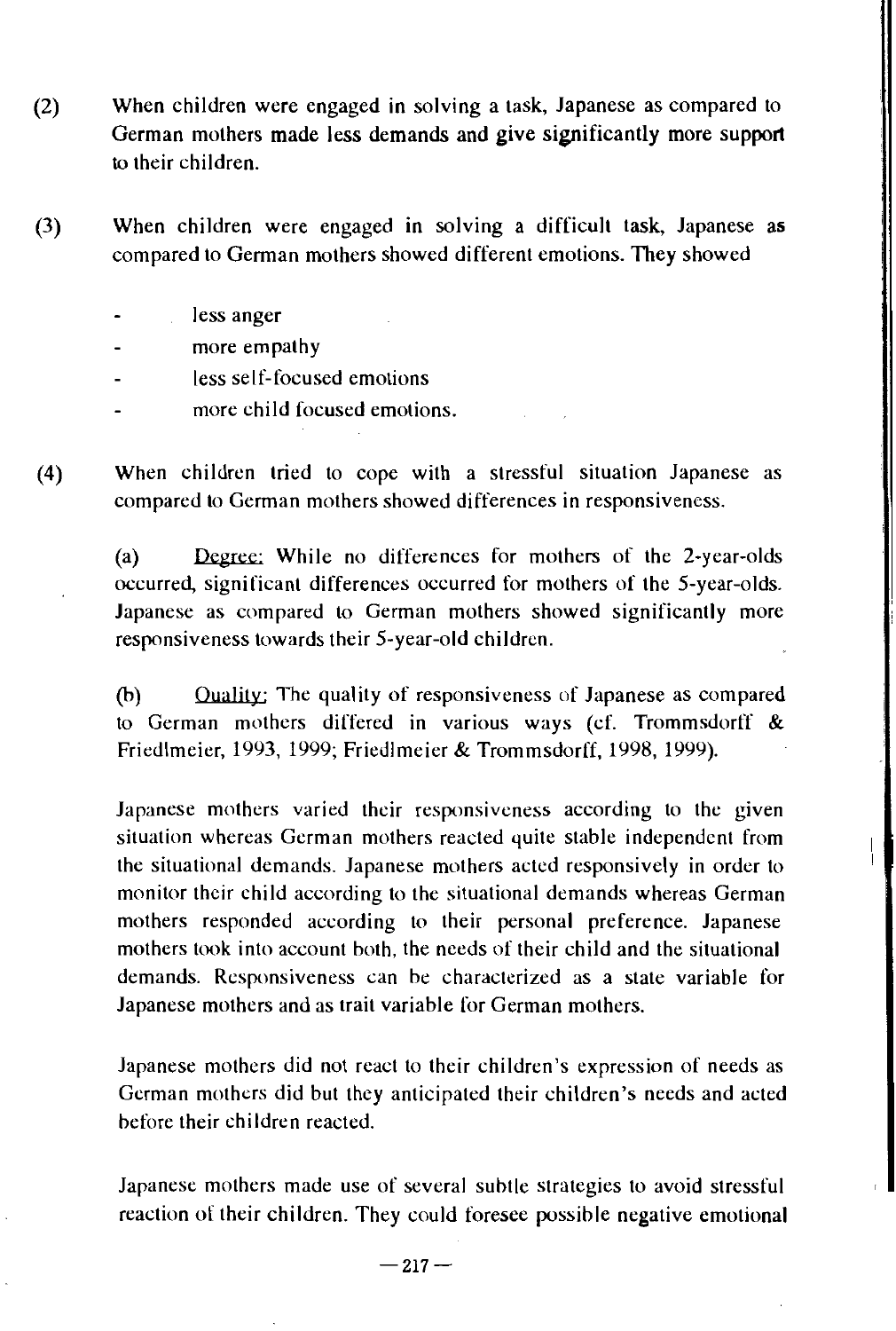(2) When children were engaged in solving a task, Japanese as compared to German mothers made less demands and give significantly more support to their children.

(3) When children were engaged in solving a difficult task, Japanese as compared to German mothers showed different emotions. They showed

- less anger
- more empathy
- less self-focused emotions
- more child focused emotions.

(4) When children tried to cope with a stressful situation Japanese as compared to German mothers showed differences in responsiveness.

(a) Degree: While no differences for mothers of the 2-year-olds occurred, significant differences occurred for mothers of the 5-year-olds. Japanese as compared to German mothers showed significantly more responsiveness towards their 5-year-old children.

(b) Quality: The quality of responsiveness of Japanese as compared to German mothers differed in various ways (cf. Trommsdorff & Friedlmeier, 1993, 1999; Friedlmeier & Trommsdorff, 1998, 1999).

Japanese mothers varied their responsiveness according to the given situation whereas German mothers reacted quite stable independent from the situational demands. Japanese mothers acted responsively in order to monitor their child according to the situational demands whereas German mothers responded according to their personal preference. Japanese mothers took into account both, the needs of their child and the situational demands. Responsiveness can be characterized as a state variable for Japanese mothers and as trait variable for German mothers.

Japanese mothers did not react to their children's expression of needs as German mothers did but they anticipated their children's needs and acted before their children reacted.

Japanese mothers made use of several subtle strategies to avoid stressful reaction of their children. They could foresee possible negative emotional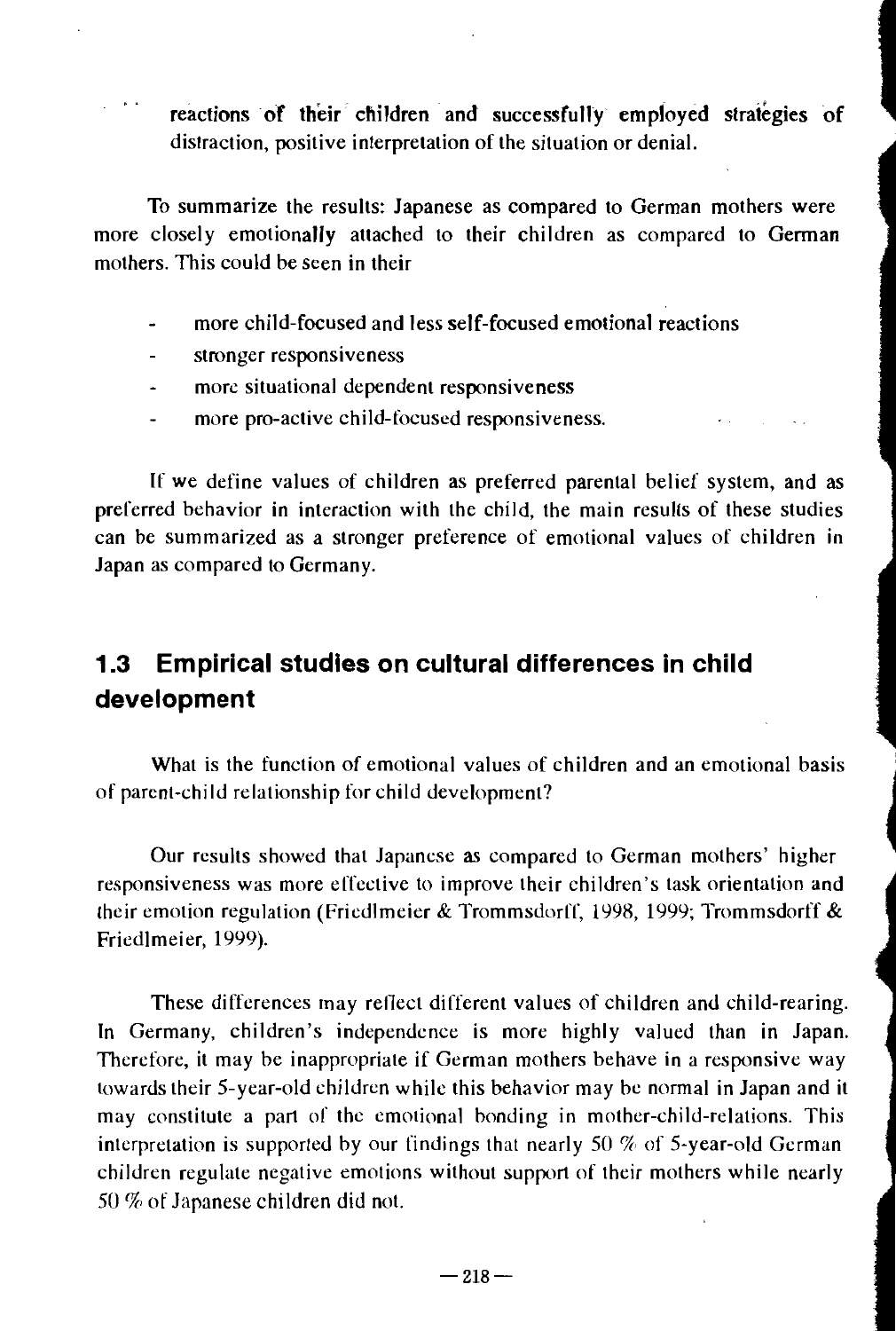reactions of their children and successfully employed strategies of distraction, positive interpretation of the situation or denial.

To summarize the results: Japanese as compared to German mothers were more closely emotionally attached to their children as compared to German mothers. This could be seen in their

- more child-focused and less self-focused emotional reactions
- stronger responsiveness
- more situational dependent responsiveness
- more pro-active child-focused responsiveness.

If we define values of children as preferred parental belief system, and as preferred behavior in interaction with the child, the main results of these studies can be summarized as a stronger preference of emotional values of children in Japan as compared to Germany.

## 1.3 Empirical studies on cultural differences in child development

What is the function of emotional values of children and an emotional basis of parent-child relationship for child development?

Our results showed that Japanese as compared to German mothers' higher responsiveness was more effective to improve their children's task orientation and their emotion regulation (Friedlmeier & Trommsdorff, 1998, 1999; Trommsdorff & Friedlmeier, 1999).

These differences may reflect different values of children and child-rearing. In Germany, children's independence is more highly valued than in Japan. Therefore, it may be inappropriate if German mothers behave in a responsive way towards their 5-year-old children while this behavior may be normal in Japan and it may constitute a part of the emotional bonding in mother-child-relations. This interpretation is supported by our findings that nearly 50 % of 5-year-old German children regulate negative emotions without support of their mothers while nearly 50 % of Japanese children did not.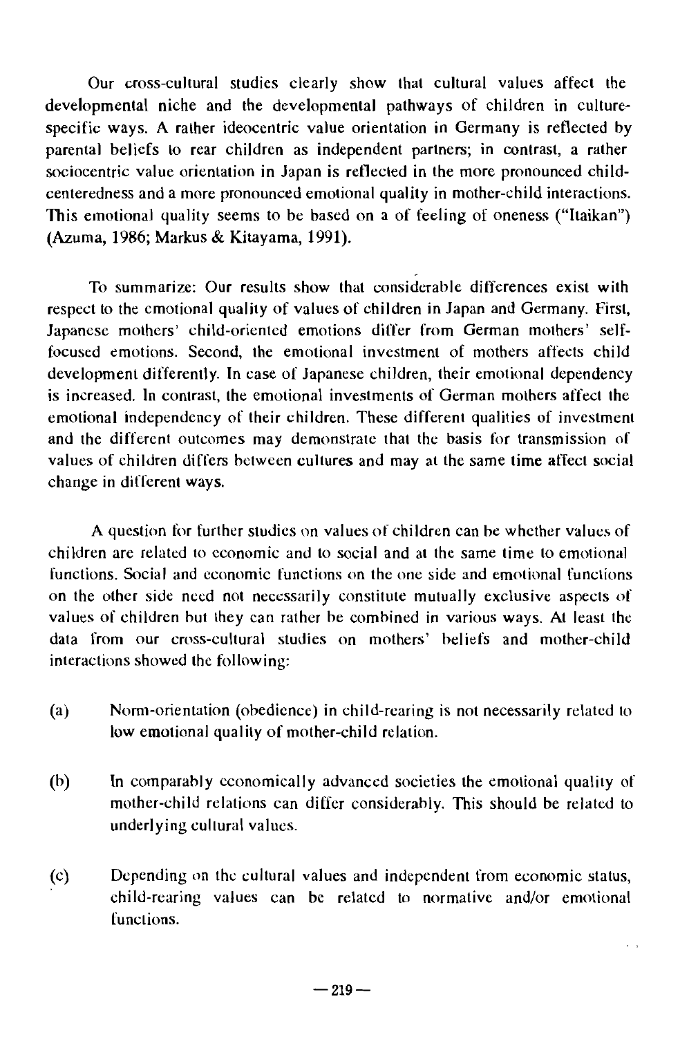Our cross-cultural studies clearly show that cultural values affect the developmental niche and the developmental pathways of children in culture-specific ways. A rather ideocentric value orientation in Germany is reflected by parental beliefs to rear children as independent partners; in contrast, a rather sociocentric value orientation in Japan is reflected in the more pronounced child-centeredness and a more pronounced emotional quality in mother-child interactions. This emotional quality seems to be based on a of feeling of oneness ("Itaikan") (Azuma, 1986; Markus & Kitayama, 1991).

To summarize: Our results show that considerable differences exist with respect to the emotional quality of values of children in Japan and Germany. First, Japanese mothers' child-oriented emotions differ from German mothers' self-focused emotions. Second, the emotional investment of mothers affects child development differently. In case of Japanese children, their emotional dependency is increased. In contrast, the emotional investments of German mothers affect the emotional independency of their children. These different qualities of investment and the different outcomes may demonstrate that the basis for transmission of values of children differs between cultures and may at the same time affect social change in different ways.

A question for further studies on values of children can be whether values of children are related to economic and to social and at the same time to emotional functions. Social and economic functions on the one side and emotional functions on the other side need not necessarily constitute mutually exclusive aspects of values of children but they can rather be combined in various ways. At least the data from our cross-cultural studies on mothers' beliefs and mother-child interactions showed the following:

(a) Norm-orientation (obedience) in child-rearing is not necessarily related to low emotional quality of mother-child relation.

(b) In comparably economically advanced societies the emotional quality of mother-child relations can differ considerably. This should be related to underlying cultural values.

(c) Depending on the cultural values and independent from economic status, child-rearing values can be related to normative and/or emotional functions.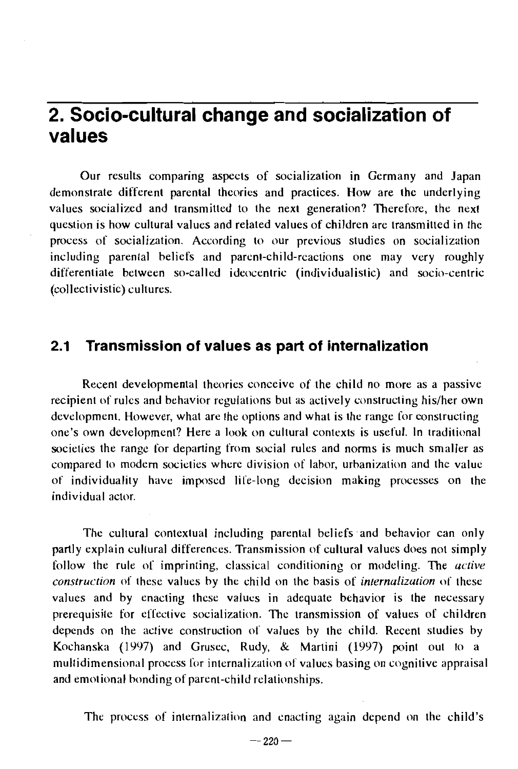# 2. Socio-cultural change and socialization of values

Our results comparing aspects of socialization in Germany and Japan demonstrate different parental theories and practices. How are the underlying values socialized and transmitted to the next generation? Therefore, the next question is how cultural values and related values of children are transmitted in the process of socialization. According to our previous studies on socialization including parental beliefs and parent-child-reactions one may very roughly differentiate between so-called ideocentric (individualistic) and socio-centric (collectivistic) cultures.

## 2.1 Transmission of values as part of internalization

Recent developmental theories conceive of the child no more as a passive recipient of rules and behavior regulations but as actively constructing his/her own development. However, what are the options and what is the range for constructing one's own development? Here a look on cultural contexts is useful. In traditional societies the range for departing from social rules and norms is much smaller as compared to modern societies where division of labor, urbanization and the value of individuality have imposed life-long decision making processes on the individual actor.

The cultural contextual including parental beliefs and behavior can only partly explain cultural differences. Transmission of cultural values does not simply follow the rule of imprinting, classical conditioning or modeling. The *active construction* of these values by the child on the basis of *internalization* of these values and by enacting these values in adequate behavior is the necessary prerequisite for effective socialization. The transmission of values of children depends on the active construction of values by the child. Recent studies by Kochanska (1997) and Grusec, Rudy, & Martini (1997) point out to a multidimensional process for internalization of values basing on cognitive appraisal and emotional bonding of parent-child relationships.

The process of internalization and enacting again depend on the child's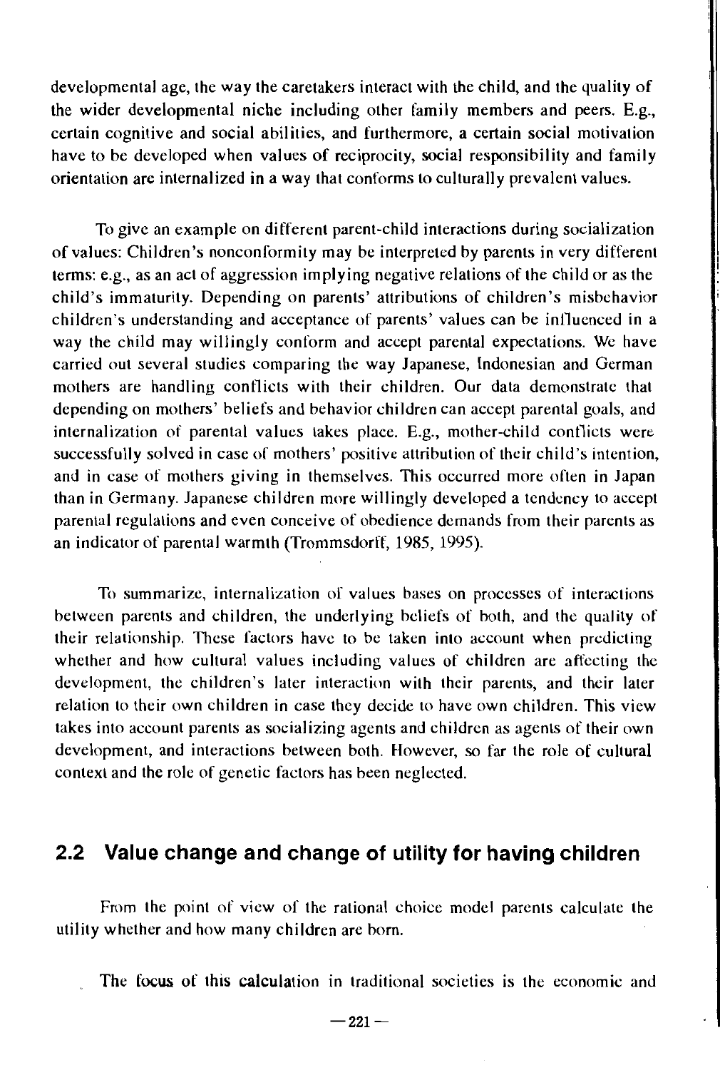developmental age, the way the caretakers interact with the child, and the quality of the wider developmental niche including other family members and peers. E.g., certain cognitive and social abilities, and furthermore, a certain social motivation have to be developed when values of reciprocity, social responsibility and family orientation are internalized in a way that conforms to culturally prevalent values.

To give an example on different parent-child interactions during socialization of values: Children's nonconformity may be interpreted by parents in very different terms: e.g., as an act of aggression implying negative relations of the child or as the child's immaturity. Depending on parents' attributions of children's misbehavior children's understanding and acceptance of parents' values can be influenced in a way the child may willingly conform and accept parental expectations. We have carried out several studies comparing the way Japanese, Indonesian and German mothers are handling conflicts with their children. Our data demonstrate that depending on mothers' beliefs and behavior children can accept parental goals, and internalization of parental values takes place. E.g., mother-child conflicts were successfully solved in case of mothers' positive attribution of their child's intention, and in case of mothers giving in themselves. This occurred more often in Japan than in Germany. Japanese children more willingly developed a tendency to accept parental regulations and even conceive of obedience demands from their parents as an indicator of parental warmth (Trommsdorff, 1985, 1995).

To summarize, internalization of values bases on processes of interactions between parents and children, the underlying beliefs of both, and the quality of their relationship. These factors have to be taken into account when predicting whether and how cultural values including values of children are affecting the development, the children's later interaction with their parents, and their later relation to their own children in case they decide to have own children. This view takes into account parents as socializing agents and children as agents of their own development, and interactions between both. However, so far the role of cultural context and the role of genetic factors has been neglected.

## 2.2 Value change and change of utility for having children

From the point of view of the rational choice model parents calculate the utility whether and how many children are born.

The focus of this calculation in traditional societies is the economic and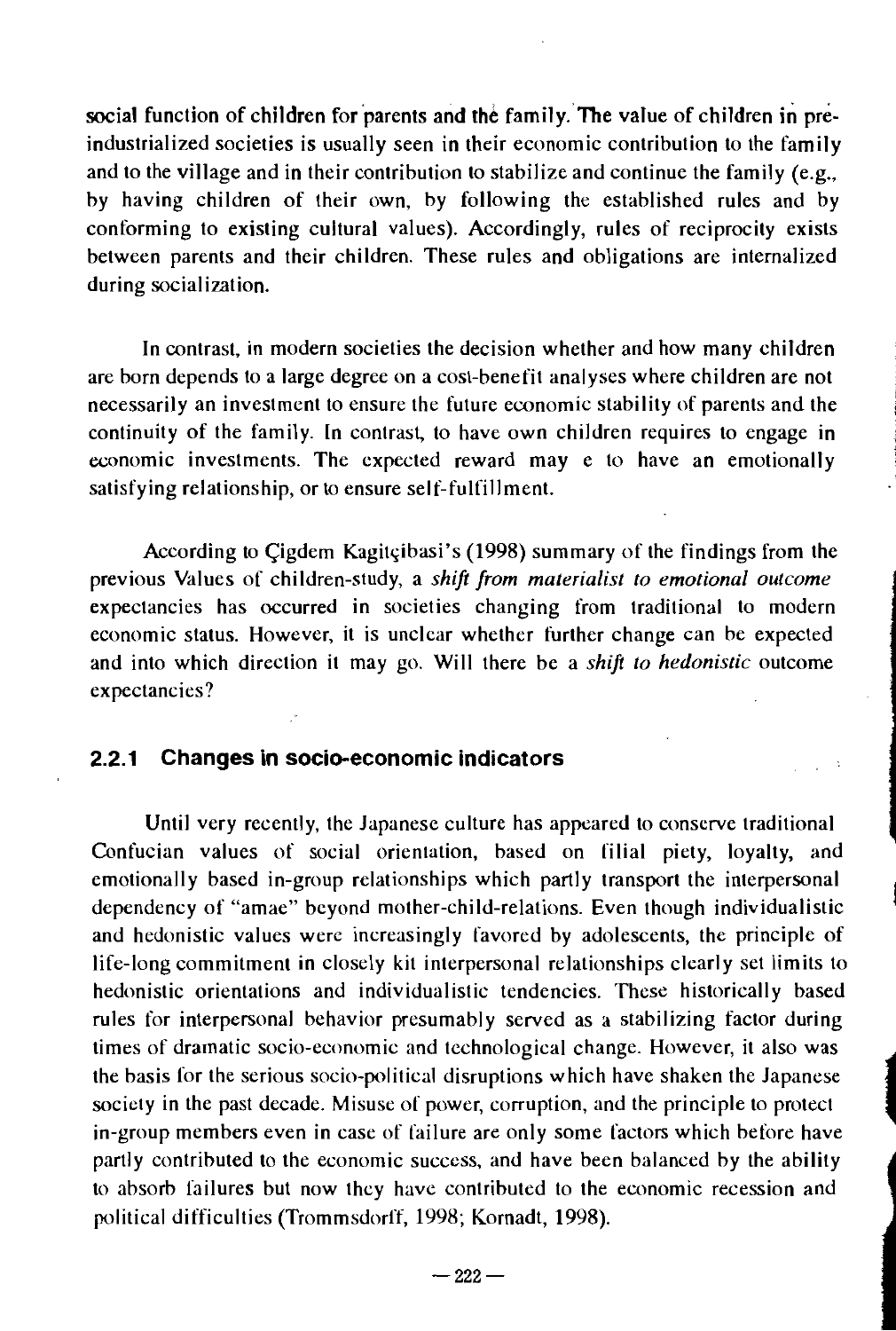social function of children for parents and the family. The value of children in pre-industrialized societies is usually seen in their economic contribution to the family and to the village and in their contribution to stabilize and continue the family (e.g., by having children of their own, by following the established rules and by conforming to existing cultural values). Accordingly, rules of reciprocity exists between parents and their children. These rules and obligations are internalized during socialization.

In contrast, in modern societies the decision whether and how many children are born depends to a large degree on a cost-benefit analyses where children are not necessarily an investment to ensure the future economic stability of parents and the continuity of the family. In contrast, to have own children requires to engage in economic investments. The expected reward may e to have an emotionally satisfying relationship, or to ensure self-fulfillment.

According to Çigdem Kagitçibasi's (1998) summary of the findings from the previous Values of children-study, a *shift from materialist to emotional outcome* expectancies has occurred in societies changing from traditional to modern economic status. However, it is unclear whether further change can be expected and into which direction it may go. Will there be a *shift to hedonistic* outcome expectancies?

### 2.2.1 Changes in socio-economic indicators

Until very recently, the Japanese culture has appeared to conserve traditional Confucian values of social orientation, based on filial piety, loyalty, and emotionally based in-group relationships which partly transport the interpersonal dependency of "amae" beyond mother-child-relations. Even though individualistic and hedonistic values were increasingly favored by adolescents, the principle of life-long commitment in closely kit interpersonal relationships clearly set limits to hedonistic orientations and individualistic tendencies. These historically based rules for interpersonal behavior presumably served as a stabilizing factor during times of dramatic socio-economic and technological change. However, it also was the basis for the serious socio-political disruptions which have shaken the Japanese society in the past decade. Misuse of power, corruption, and the principle to protect in-group members even in case of failure are only some factors which before have partly contributed to the economic success, and have been balanced by the ability to absorb failures but now they have contributed to the economic recession and political difficulties (Trommsdorff, 1998; Kornadt, 1998).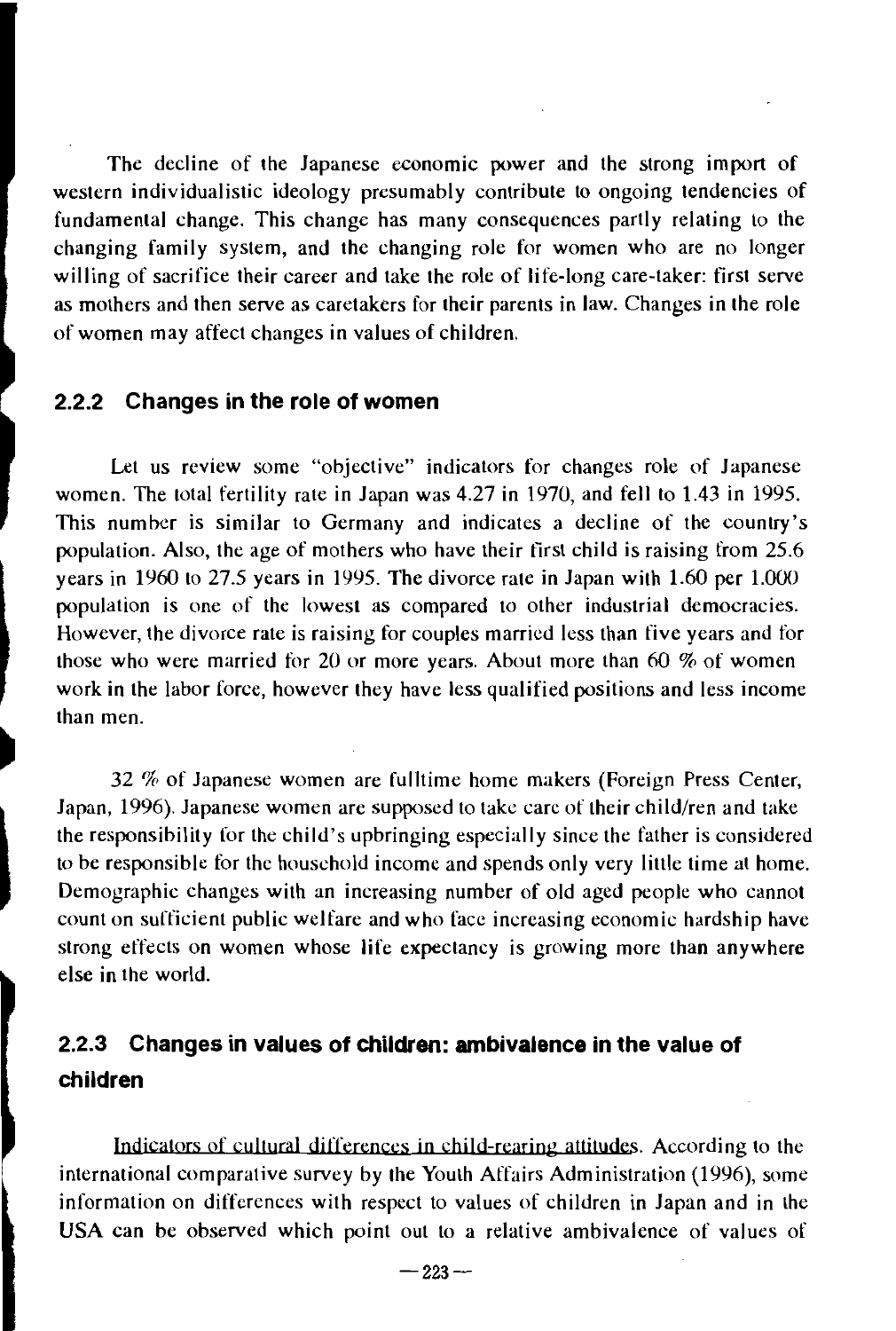The decline of the Japanese economic power and the strong import of western individualistic ideology presumably contribute to ongoing tendencies of fundamental change. This change has many consequences partly relating to the changing family system, and the changing role for women who are no longer willing of sacrifice their career and take the role of life-long care-taker: first serve as mothers and then serve as caretakers for their parents in law. Changes in the role of women may affect changes in values of children.

### 2.2.2 Changes in the role of women

Let us review some "objective" indicators for changes role of Japanese women. The total fertility rate in Japan was 4.27 in 1970, and fell to 1.43 in 1995. This number is similar to Germany and indicates a decline of the country's population. Also, the age of mothers who have their first child is raising from 25.6 years in 1960 to 27.5 years in 1995. The divorce rate in Japan with 1.60 per 1.000 population is one of the lowest as compared to other industrial democracies. However, the divorce rate is raising for couples married less than five years and for those who were married for 20 or more years. About more than 60 % of women work in the labor force, however they have less qualified positions and less income than men.

32 % of Japanese women are fulltime home makers (Foreign Press Center, Japan, 1996). Japanese women are supposed to take care of their child/ren and take the responsibility for the child's upbringing especially since the father is considered to be responsible for the household income and spends only very little time at home. Demographic changes with an increasing number of old aged people who cannot count on sufficient public welfare and who face increasing economic hardship have strong effects on women whose life expectancy is growing more than anywhere else in the world.

### 2.2.3 Changes in values of children: ambivalence in the value of children

Indicators of cultural differences in child-rearing attitudes. According to the international comparative survey by the Youth Affairs Administration (1996), some information on differences with respect to values of children in Japan and in the USA can be observed which point out to a relative ambivalence of values of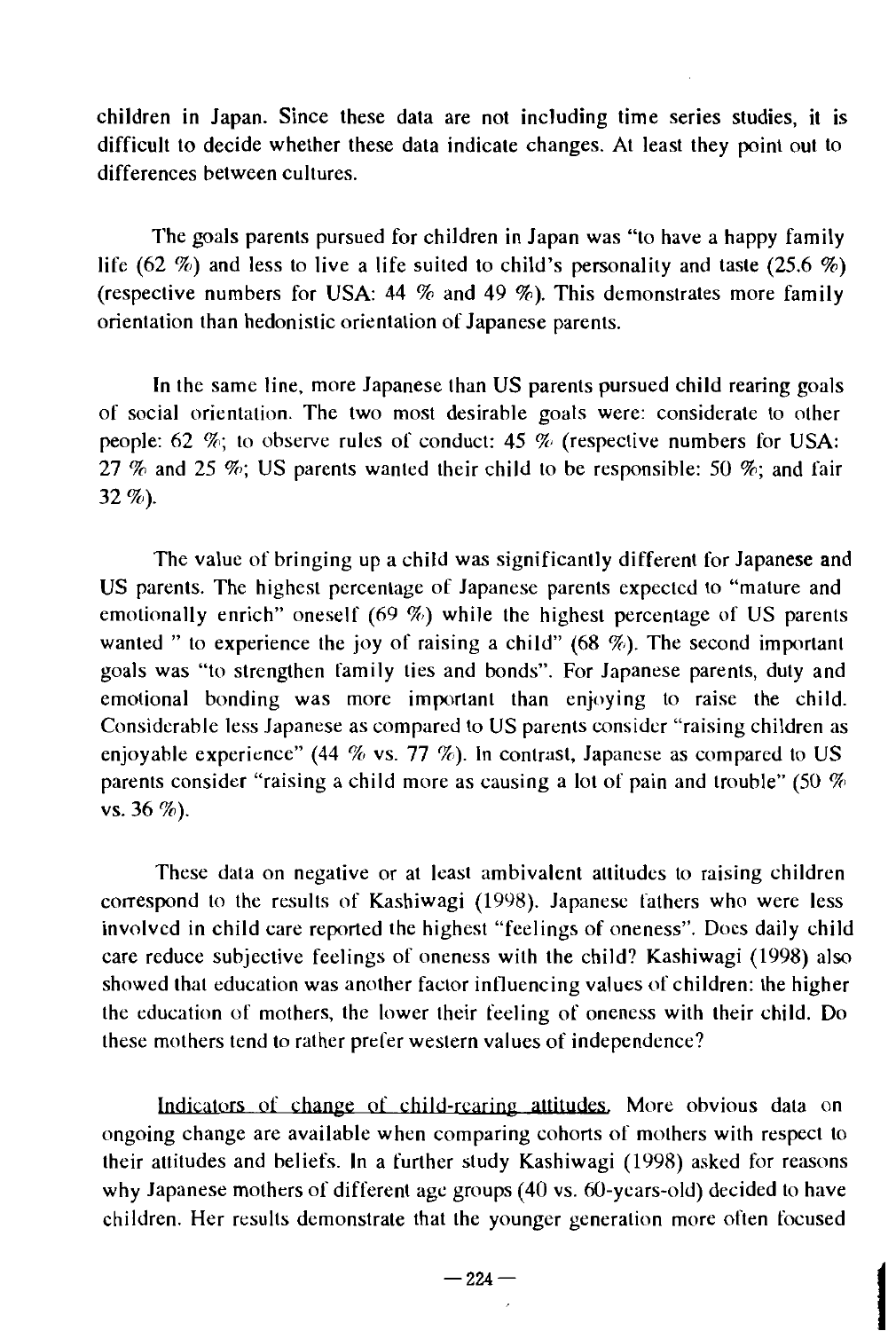children in Japan. Since these data are not including time series studies, it is difficult to decide whether these data indicate changes. At least they point out to differences between cultures.

The goals parents pursued for children in Japan was "to have a happy family life (62 %) and less to live a life suited to child's personality and taste (25.6 %) (respective numbers for USA: 44 % and 49 %). This demonstrates more family orientation than hedonistic orientation of Japanese parents.

In the same line, more Japanese than US parents pursued child rearing goals of social orientation. The two most desirable goals were: considerate to other people: 62 %; to observe rules of conduct: 45 % (respective numbers for USA: 27 % and 25 %; US parents wanted their child to be responsible: 50 %; and fair 32 %).

The value of bringing up a child was significantly different for Japanese and US parents. The highest percentage of Japanese parents expected to "mature and emotionally enrich" oneself (69 %) while the highest percentage of US parents wanted " to experience the joy of raising a child" (68 %). The second important goals was "to strengthen family ties and bonds". For Japanese parents, duty and emotional bonding was more important than enjoying to raise the child. Considerable less Japanese as compared to US parents consider "raising children as enjoyable experience" (44 % vs. 77 %). In contrast, Japanese as compared to US parents consider "raising a child more as causing a lot of pain and trouble" (50 % vs. 36 %).

These data on negative or at least ambivalent attitudes to raising children correspond to the results of Kashiwagi (1998). Japanese fathers who were less involved in child care reported the highest "feelings of oneness". Does daily child care reduce subjective feelings of oneness with the child? Kashiwagi (1998) also showed that education was another factor influencing values of children: the higher the education of mothers, the lower their feeling of oneness with their child. Do these mothers tend to rather prefer western values of independence?

Indicators of change of child-rearing attitudes. More obvious data on ongoing change are available when comparing cohorts of mothers with respect to their attitudes and beliefs. In a further study Kashiwagi (1998) asked for reasons why Japanese mothers of different age groups (40 vs. 60-years-old) decided to have children. Her results demonstrate that the younger generation more often focused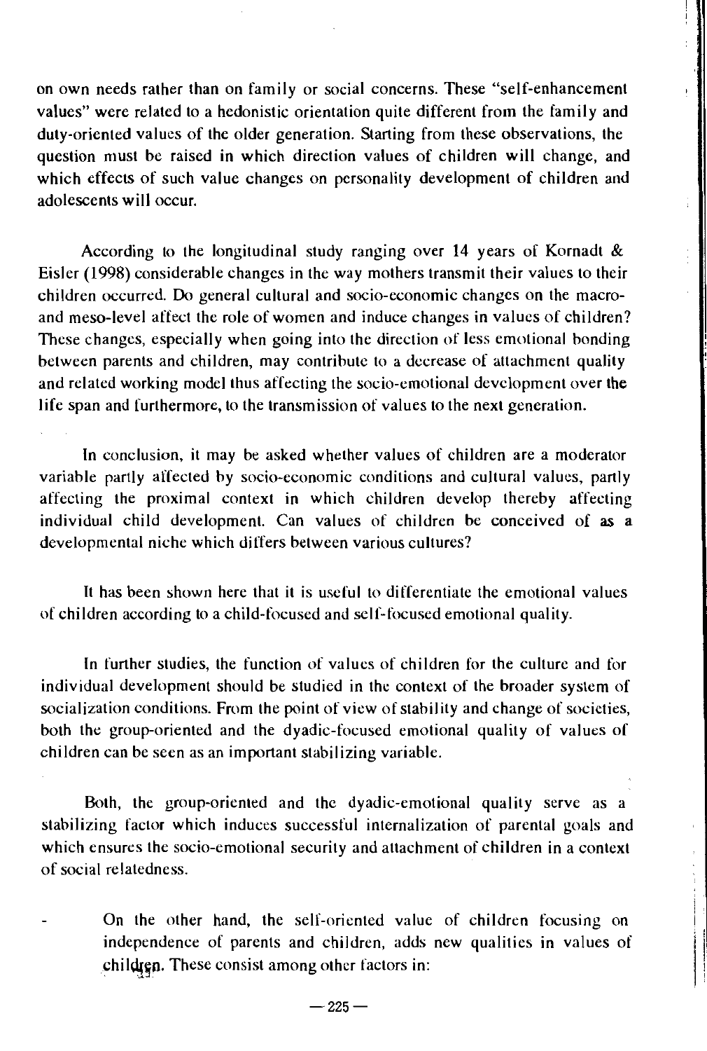on own needs rather than on family or social concerns. These "self-enhancement values" were related to a hedonistic orientation quite different from the family and duty-oriented values of the older generation. Starting from these observations, the question must be raised in which direction values of children will change, and which effects of such value changes on personality development of children and adolescents will occur.

According to the longitudinal study ranging over 14 years of Kornadt & Eisler (1998) considerable changes in the way mothers transmit their values to their children occurred. Do general cultural and socio-economic changes on the macro- and meso-level affect the role of women and induce changes in values of children? These changes, especially when going into the direction of less emotional bonding between parents and children, may contribute to a decrease of attachment quality and related working model thus affecting the socio-emotional development over the life span and furthermore, to the transmission of values to the next generation.

In conclusion, it may be asked whether values of children are a moderator variable partly affected by socio-economic conditions and cultural values, partly affecting the proximal context in which children develop thereby affecting individual child development. Can values of children be conceived of as a developmental niche which differs between various cultures?

It has been shown here that it is useful to differentiate the emotional values of children according to a child-focused and self-focused emotional quality.

In further studies, the function of values of children for the culture and for individual development should be studied in the context of the broader system of socialization conditions. From the point of view of stability and change of societies, both the group-oriented and the dyadic-focused emotional quality of values of children can be seen as an important stabilizing variable.

Both, the group-oriented and the dyadic-emotional quality serve as a stabilizing factor which induces successful internalization of parental goals and which ensures the socio-emotional security and attachment of children in a context of social relatedness.

- On the other hand, the self-oriented value of children focusing on independence of parents and children, adds new qualities in values of children. These consist among other factors in: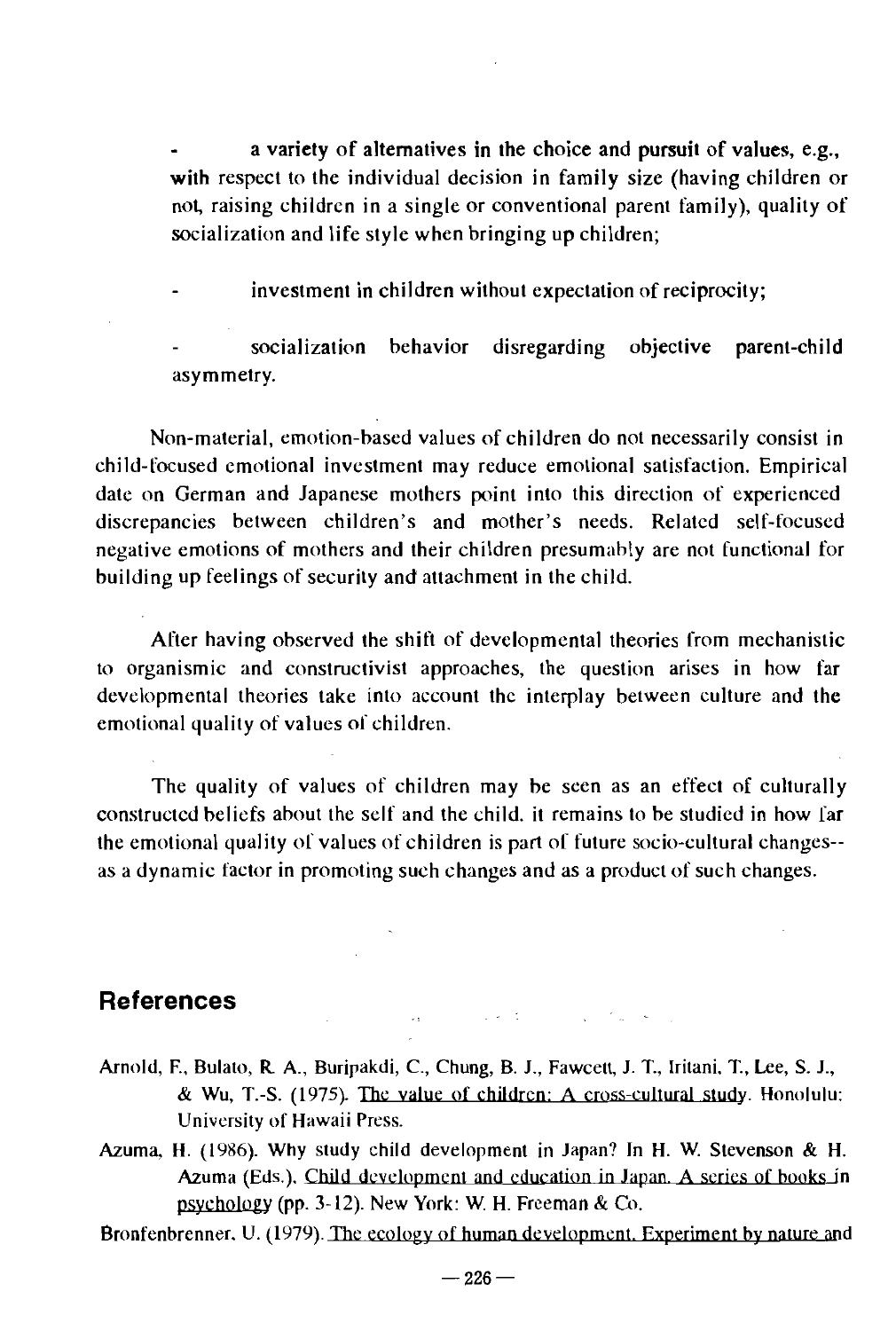- a variety of alternatives in the choice and pursuit of values, e.g., with respect to the individual decision in family size (having children or not, raising children in a single or conventional parent family), quality of socialization and life style when bringing up children;

- investment in children without expectation of reciprocity;

- socialization behavior disregarding objective parent-child asymmetry.

Non-material, emotion-based values of children do not necessarily consist in child-focused emotional investment may reduce emotional satisfaction. Empirical date on German and Japanese mothers point into this direction of experienced discrepancies between children's and mother's needs. Related self-focused negative emotions of mothers and their children presumably are not functional for building up feelings of security and attachment in the child.

After having observed the shift of developmental theories from mechanistic to organismic and constructivist approaches, the question arises in how far developmental theories take into account the interplay between culture and the emotional quality of values of children.

The quality of values of children may be seen as an effect of culturally constructed beliefs about the self and the child. it remains to be studied in how far the emotional quality of values of children is part of future socio-cultural changes--as a dynamic factor in promoting such changes and as a product of such changes.

## References

Arnold, F., Bulato, R. A., Buripakdi, C., Chung, B. J., Fawcett, J. T., Iritani, T., Lee, S. J., & Wu, T.-S. (1975). The value of children: A cross-cultural study. Honolulu: University of Hawaii Press.

Azuma, H. (1986). Why study child development in Japan? In H. W. Stevenson & H. Azuma (Eds.), Child development and education in Japan. A series of books in psychology (pp. 3-12). New York: W. H. Freeman & Co.

Bronfenbrenner, U. (1979). The ecology of human development. Experiment by nature and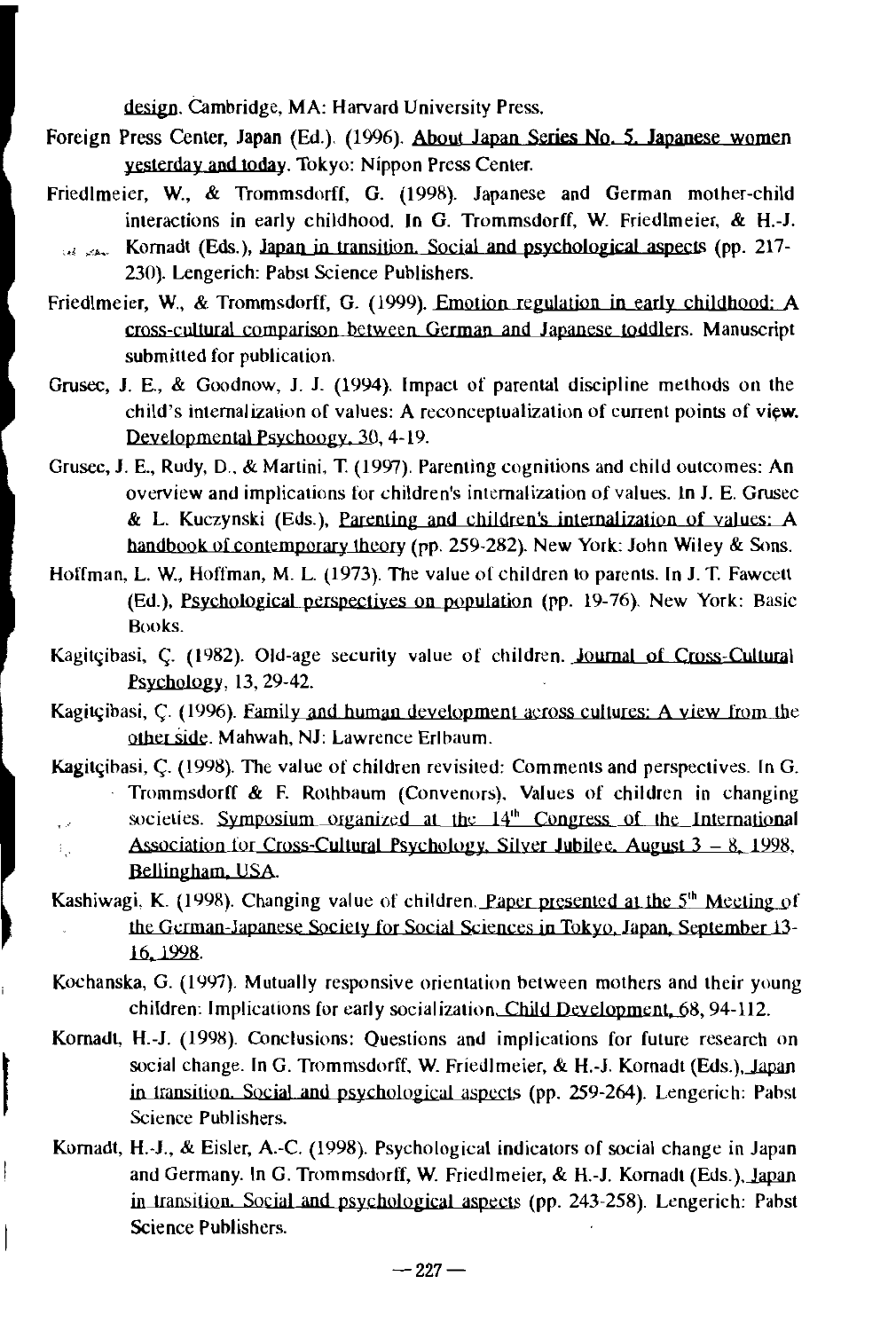design. Cambridge, MA: Harvard University Press.

Foreign Press Center, Japan (Ed.). (1996). About Japan Series No. 5. Japanese women yesterday and today. Tokyo: Nippon Press Center.

Friedlmeier, W., & Trommsdorff, G. (1998). Japanese and German mother-child interactions in early childhood. In G. Trommsdorff, W. Friedlmeier, & H.-J. Kornadt (Eds.), Japan in transition. Social and psychological aspects (pp. 217-230). Lengerich: Pabst Science Publishers.

Friedlmeier, W., & Trommsdorff, G. (1999). Emotion regulation in early childhood: A cross-cultural comparison between German and Japanese toddlers. Manuscript submitted for publication.

Grusec, J. E., & Goodnow, J. J. (1994). Impact of parental discipline methods on the child's internalization of values: A reconceptualization of current points of view. Developmental Psychoogy, 30, 4-19.

Grusec, J. E., Rudy, D., & Martini, T. (1997). Parenting cognitions and child outcomes: An overview and implications for children's internalization of values. In J. E. Grusec & L. Kuczynski (Eds.), Parenting and children's internalization of values: A handbook of contemporary theory (pp. 259-282). New York: John Wiley & Sons.

Hoffman, L. W., Hoffman, M. L. (1973). The value of children to parents. In J. T. Fawcett (Ed.), Psychological perspectives on population (pp. 19-76). New York: Basic Books.

Kagitçibasi, Ç. (1982). Old-age security value of children. Journal of Cross-Cultural Psychology, 13, 29-42.

Kagitçibasi, Ç. (1996). Family and human development across cultures: A view from the other side. Mahwah, NJ: Lawrence Erlbaum.

Kagitçibasi, Ç. (1998). The value of children revisited: Comments and perspectives. In G. Trommsdorff & F. Rothbaum (Convenors), Values of children in changing societies. Symposium organized at the 14th Congress of the International Association for Cross-Cultural Psychology, Silver Jubilee, August 3 – 8, 1998, Bellingham, USA.

Kashiwagi, K. (1998). Changing value of children. Paper presented at the 5th Meeting of the German-Japanese Society for Social Sciences in Tokyo, Japan, September 13-16, 1998.

Kochanska, G. (1997). Mutually responsive orientation between mothers and their young children: Implications for early socialization. Child Development, 68, 94-112.

Kornadt, H.-J. (1998). Conclusions: Questions and implications for future research on social change. In G. Trommsdorff, W. Friedlmeier, & H.-J. Kornadt (Eds.), Japan in transition. Social and psychological aspects (pp. 259-264). Lengerich: Pabst Science Publishers.

Kornadt, H.-J., & Eisler, A.-C. (1998). Psychological indicators of social change in Japan and Germany. In G. Trommsdorff, W. Friedlmeier, & H.-J. Kornadt (Eds.), Japan in transition. Social and psychological aspects (pp. 243-258). Lengerich: Pabst Science Publishers.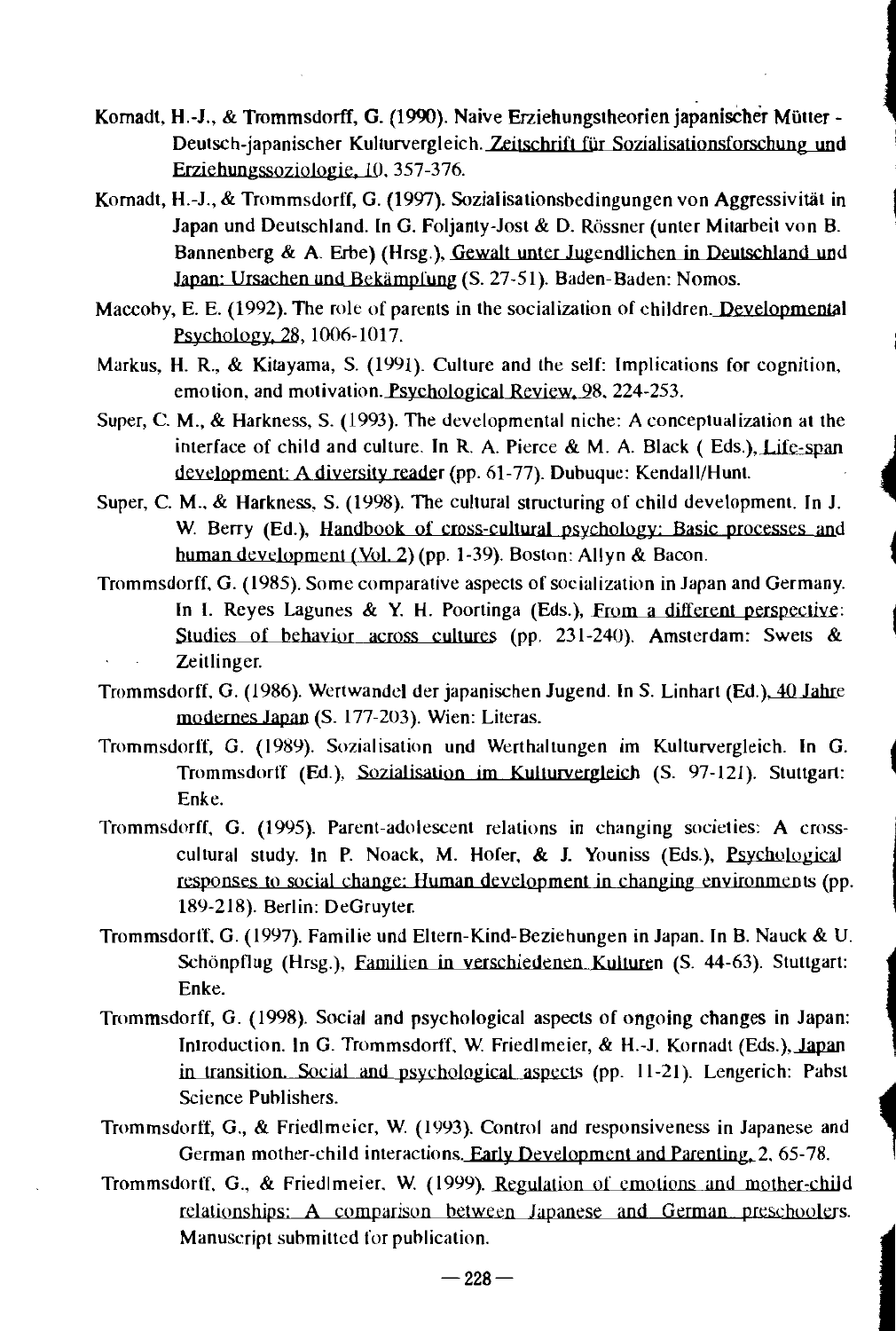Kornadt, H.-J., & Trommsdorff, G. (1990). Naive Erziehungstheorien japanischer Mütter - Deutsch-japanischer Kulturvergleich. Zeitschrift für Sozialisationsforschung und Erziehungssoziologie, 10, 357-376.

Kornadt, H.-J., & Trommsdorff, G. (1997). Sozialisationsbedingungen von Aggressivität in Japan und Deutschland. In G. Foljanty-Jost & D. Rössner (unter Mitarbeit von B. Bannenberg & A. Erbe) (Hrsg.), Gewalt unter Jugendlichen in Deutschland und Japan: Ursachen und Bekämpfung (S. 27-51). Baden-Baden: Nomos.

Maccoby, E. E. (1992). The role of parents in the socialization of children. Developmental Psychology, 28, 1006-1017.

Markus, H. R., & Kitayama, S. (1991). Culture and the self: Implications for cognition, emotion, and motivation. Psychological Review, 98, 224-253.

Super, C. M., & Harkness, S. (1993). The developmental niche: A conceptualization at the interface of child and culture. In R. A. Pierce & M. A. Black ( Eds.), Life-span development: A diversity reader (pp. 61-77). Dubuque: Kendall/Hunt.

Super, C. M., & Harkness, S. (1998). The cultural structuring of child development. In J. W. Berry (Ed.), Handbook of cross-cultural psychology: Basic processes and human development (Vol. 2) (pp. 1-39). Boston: Allyn & Bacon.

Trommsdorff, G. (1985). Some comparative aspects of socialization in Japan and Germany. In I. Reyes Lagunes & Y. H. Poortinga (Eds.), From a different perspective: Studies of behavior across cultures (pp. 231-240). Amsterdam: Swets & Zeitlinger.

Trommsdorff, G. (1986). Wertwandel der japanischen Jugend. In S. Linhart (Ed.), 40 Jahre modernes Japan (S. 177-203). Wien: Literas.

Trommsdorff, G. (1989). Sozialisation und Werthaltungen im Kulturvergleich. In G. Trommsdorff (Ed.), Sozialisation im Kulturvergleich (S. 97-121). Stuttgart: Enke.

Trommsdorff, G. (1995). Parent-adolescent relations in changing societies: A cross-cultural study. In P. Noack, M. Hofer, & J. Youniss (Eds.), Psychological responses to social change: Human development in changing environments (pp. 189-218). Berlin: DeGruyter.

Trommsdorff, G. (1997). Familie und Eltern-Kind-Beziehungen in Japan. In B. Nauck & U. Schönpflug (Hrsg.), Familien in verschiedenen Kulturen (S. 44-63). Stuttgart: Enke.

Trommsdorff, G. (1998). Social and psychological aspects of ongoing changes in Japan: Introduction. In G. Trommsdorff, W. Friedlmeier, & H.-J. Kornadt (Eds.), Japan in transition. Social and psychological aspects (pp. 11-21). Lengerich: Pabst Science Publishers.

Trommsdorff, G., & Friedlmeier, W. (1993). Control and responsiveness in Japanese and German mother-child interactions. Early Development and Parenting, 2, 65-78.

Trommsdorff, G., & Friedlmeier, W. (1999). Regulation of emotions and mother-child relationships: A comparison between Japanese and German preschoolers. Manuscript submitted for publication.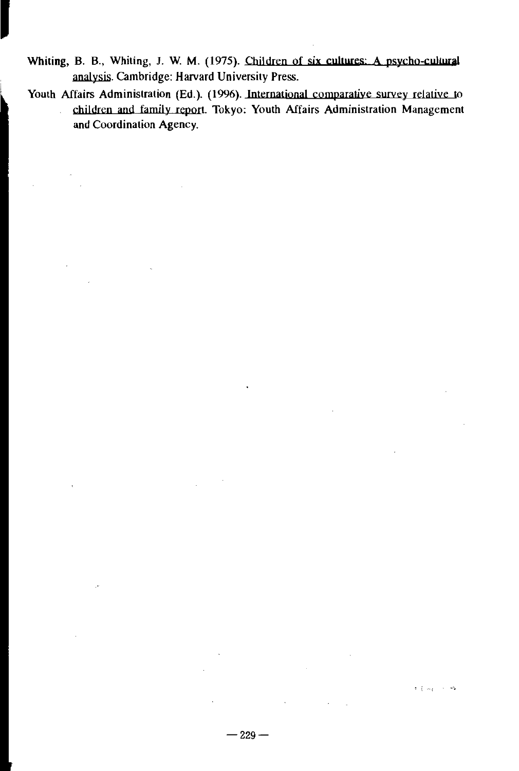Whiting, B. B., Whiting, J. W. M. (1975). Children of six cultures: A psycho-cultural analysis. Cambridge: Harvard University Press.

Youth Affairs Administration (Ed.). (1996). International comparative survey relative to children and family report. Tokyo: Youth Affairs Administration Management and Coordination Agency.